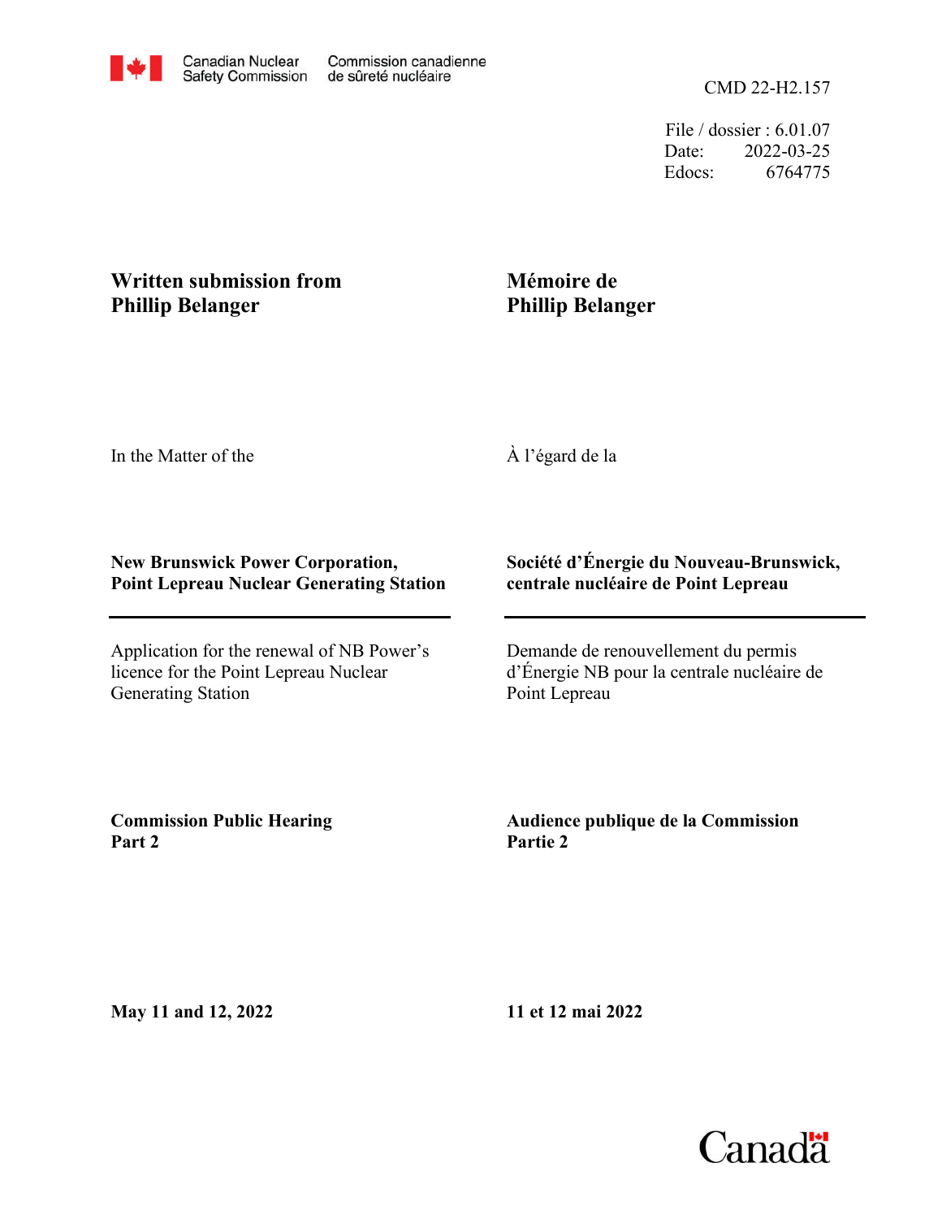Canadian Nuclear Safety Commission | Commission canadienne de sûreté nucléaire

CMD 22-H2.157

File / dossier : 6.01.07
Date: 2022-03-25
Edocs: 6764775

**Written submission from Phillip Belanger**

**Mémoire de Phillip Belanger**

In the Matter of the

À l'égard de la

**New Brunswick Power Corporation, Point Lepreau Nuclear Generating Station**

**Société d'Énergie du Nouveau-Brunswick, centrale nucléaire de Point Lepreau**

Application for the renewal of NB Power's licence for the Point Lepreau Nuclear Generating Station

Demande de renouvellement du permis d'Énergie NB pour la centrale nucléaire de Point Lepreau

**Commission Public Hearing Part 2**

**Audience publique de la Commission Partie 2**

**May 11 and 12, 2022**

**11 et 12 mai 2022**

Canada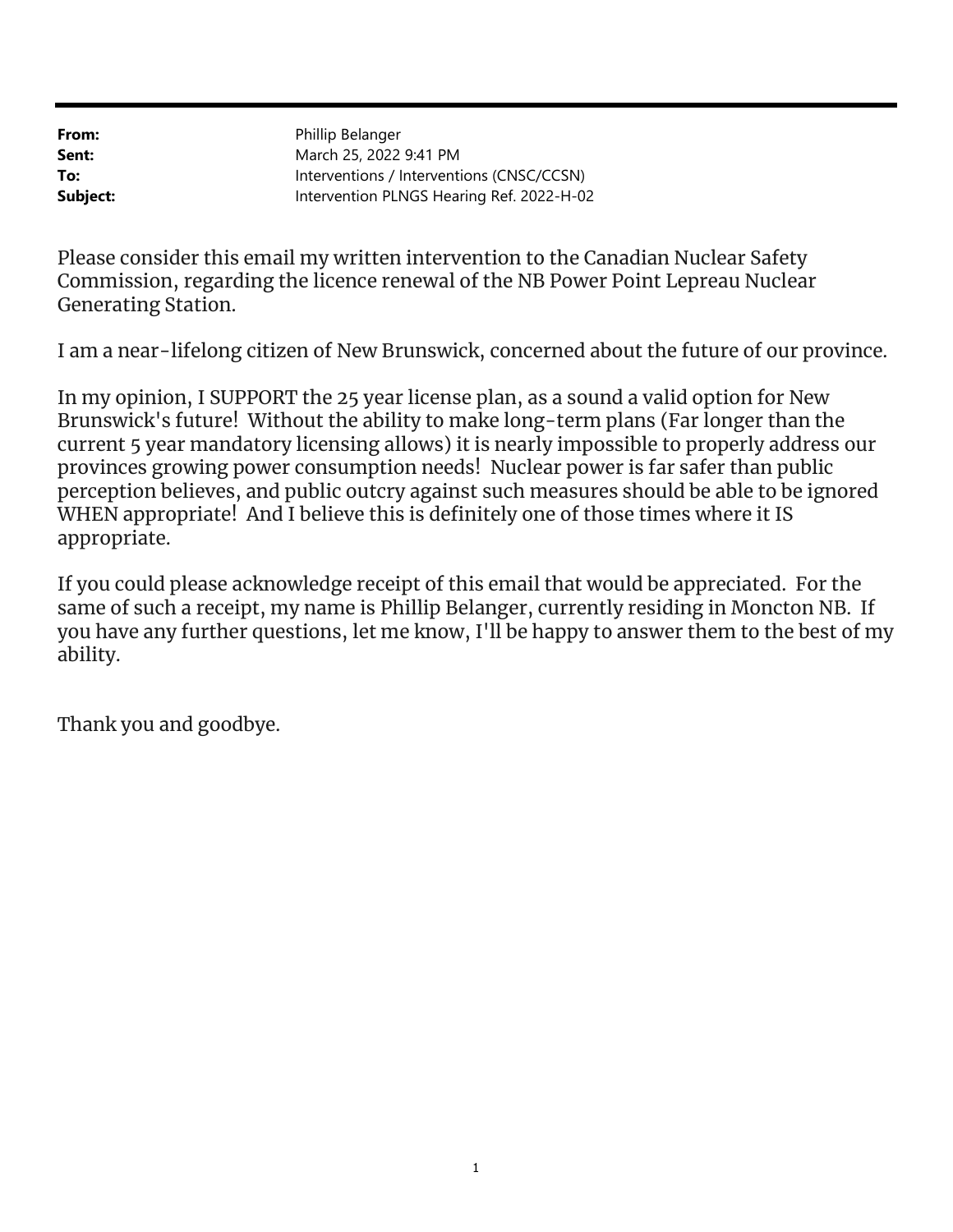**From:** Phillip Belanger
**Sent:** March 25, 2022 9:41 PM
**To:** Interventions / Interventions (CNSC/CCSN)
**Subject:** Intervention PLNGS Hearing Ref. 2022-H-02

Please consider this email my written intervention to the Canadian Nuclear Safety Commission, regarding the licence renewal of the NB Power Point Lepreau Nuclear Generating Station.

I am a near-lifelong citizen of New Brunswick, concerned about the future of our province.

In my opinion, I SUPPORT the 25 year license plan, as a sound a valid option for New Brunswick's future! Without the ability to make long-term plans (Far longer than the current 5 year mandatory licensing allows) it is nearly impossible to properly address our provinces growing power consumption needs! Nuclear power is far safer than public perception believes, and public outcry against such measures should be able to be ignored WHEN appropriate! And I believe this is definitely one of those times where it IS appropriate.

If you could please acknowledge receipt of this email that would be appreciated. For the same of such a receipt, my name is Phillip Belanger, currently residing in Moncton NB. If you have any further questions, let me know, I'll be happy to answer them to the best of my ability.

Thank you and goodbye.